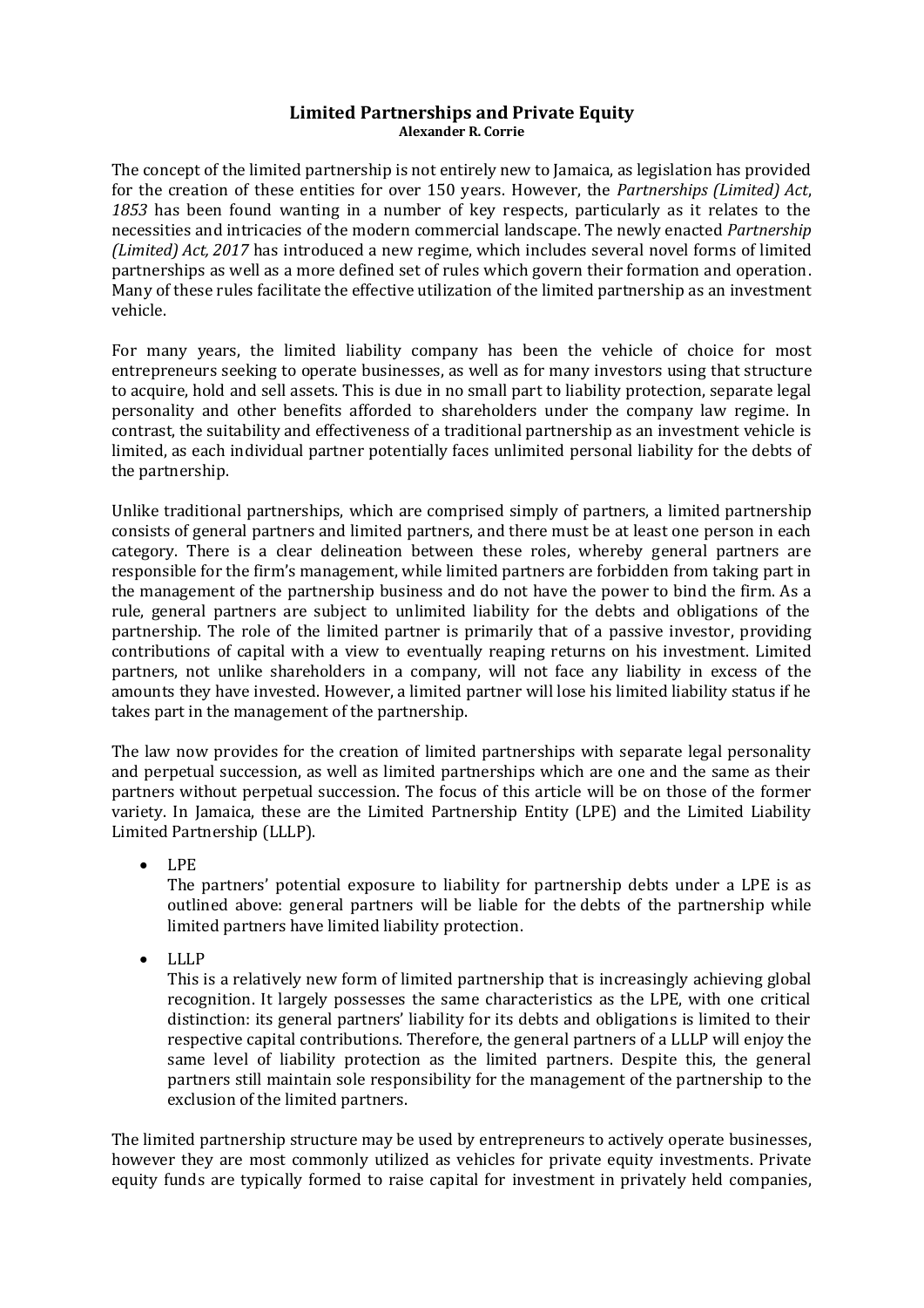# Limited Partnerships and Private Equity

**Alexander R. Corrie**

The concept of the limited partnership is not entirely new to Jamaica, as legislation has provided for the creation of these entities for over 150 years. However, the *Partnerships (Limited) Act, 1853* has been found wanting in a number of key respects, particularly as it relates to the necessities and intricacies of the modern commercial landscape. The newly enacted *Partnership (Limited) Act, 2017* has introduced a new regime, which includes several novel forms of limited partnerships as well as a more defined set of rules which govern their formation and operation. Many of these rules facilitate the effective utilization of the limited partnership as an investment vehicle.

For many years, the limited liability company has been the vehicle of choice for most entrepreneurs seeking to operate businesses, as well as for many investors using that structure to acquire, hold and sell assets. This is due in no small part to liability protection, separate legal personality and other benefits afforded to shareholders under the company law regime. In contrast, the suitability and effectiveness of a traditional partnership as an investment vehicle is limited, as each individual partner potentially faces unlimited personal liability for the debts of the partnership.

Unlike traditional partnerships, which are comprised simply of partners, a limited partnership consists of general partners and limited partners, and there must be at least one person in each category. There is a clear delineation between these roles, whereby general partners are responsible for the firm's management, while limited partners are forbidden from taking part in the management of the partnership business and do not have the power to bind the firm. As a rule, general partners are subject to unlimited liability for the debts and obligations of the partnership. The role of the limited partner is primarily that of a passive investor, providing contributions of capital with a view to eventually reaping returns on his investment. Limited partners, not unlike shareholders in a company, will not face any liability in excess of the amounts they have invested. However, a limited partner will lose his limited liability status if he takes part in the management of the partnership.

The law now provides for the creation of limited partnerships with separate legal personality and perpetual succession, as well as limited partnerships which are one and the same as their partners without perpetual succession. The focus of this article will be on those of the former variety. In Jamaica, these are the Limited Partnership Entity (LPE) and the Limited Liability Limited Partnership (LLLP).

- LPE

  The partners' potential exposure to liability for partnership debts under a LPE is as outlined above: general partners will be liable for the debts of the partnership while limited partners have limited liability protection.

- LLLP

  This is a relatively new form of limited partnership that is increasingly achieving global recognition. It largely possesses the same characteristics as the LPE, with one critical distinction: its general partners' liability for its debts and obligations is limited to their respective capital contributions. Therefore, the general partners of a LLLP will enjoy the same level of liability protection as the limited partners. Despite this, the general partners still maintain sole responsibility for the management of the partnership to the exclusion of the limited partners.

The limited partnership structure may be used by entrepreneurs to actively operate businesses, however they are most commonly utilized as vehicles for private equity investments. Private equity funds are typically formed to raise capital for investment in privately held companies,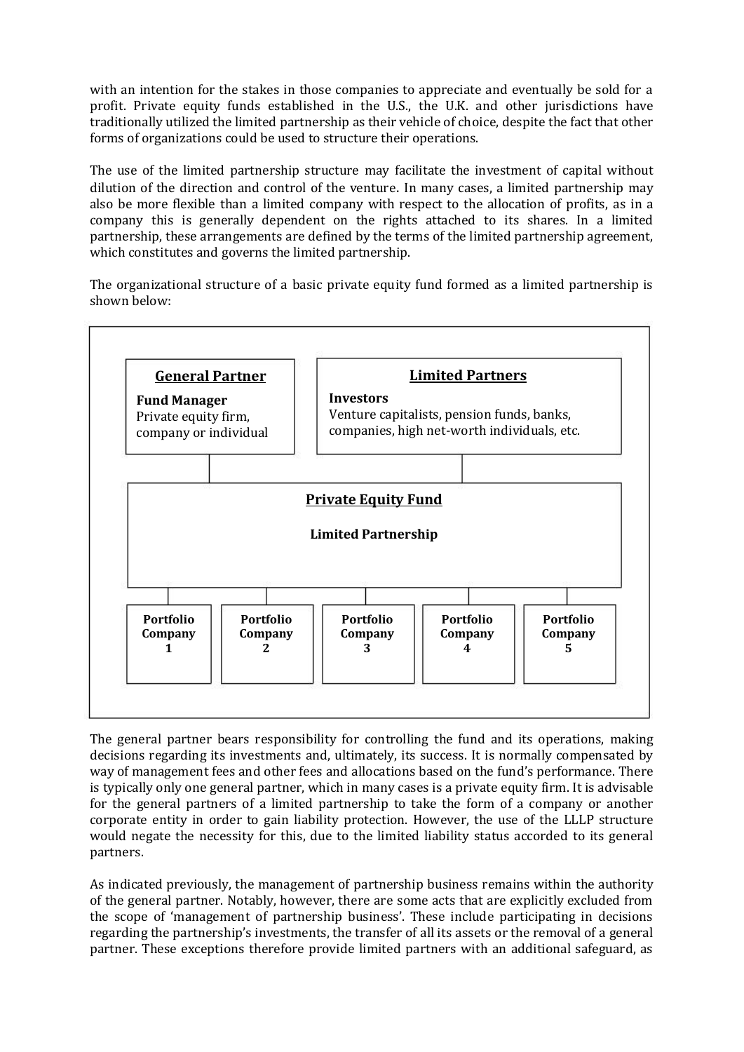with an intention for the stakes in those companies to appreciate and eventually be sold for a profit. Private equity funds established in the U.S., the U.K. and other jurisdictions have traditionally utilized the limited partnership as their vehicle of choice, despite the fact that other forms of organizations could be used to structure their operations.

The use of the limited partnership structure may facilitate the investment of capital without dilution of the direction and control of the venture. In many cases, a limited partnership may also be more flexible than a limited company with respect to the allocation of profits, as in a company this is generally dependent on the rights attached to its shares. In a limited partnership, these arrangements are defined by the terms of the limited partnership agreement, which constitutes and governs the limited partnership.

The organizational structure of a basic private equity fund formed as a limited partnership is shown below:

**General Partner**

**Fund Manager**
Private equity firm, company or individual

**Limited Partners**

**Investors**
Venture capitalists, pension funds, banks, companies, high net-worth individuals, etc.

**Private Equity Fund**

**Limited Partnership**

| **Portfolio Company 1** | **Portfolio Company 2** | **Portfolio Company 3** | **Portfolio Company 4** | **Portfolio Company 5** |
|---|---|---|---|---|

The general partner bears responsibility for controlling the fund and its operations, making decisions regarding its investments and, ultimately, its success. It is normally compensated by way of management fees and other fees and allocations based on the fund's performance. There is typically only one general partner, which in many cases is a private equity firm. It is advisable for the general partners of a limited partnership to take the form of a company or another corporate entity in order to gain liability protection. However, the use of the LLLP structure would negate the necessity for this, due to the limited liability status accorded to its general partners.

As indicated previously, the management of partnership business remains within the authority of the general partner. Notably, however, there are some acts that are explicitly excluded from the scope of 'management of partnership business'. These include participating in decisions regarding the partnership's investments, the transfer of all its assets or the removal of a general partner. These exceptions therefore provide limited partners with an additional safeguard, as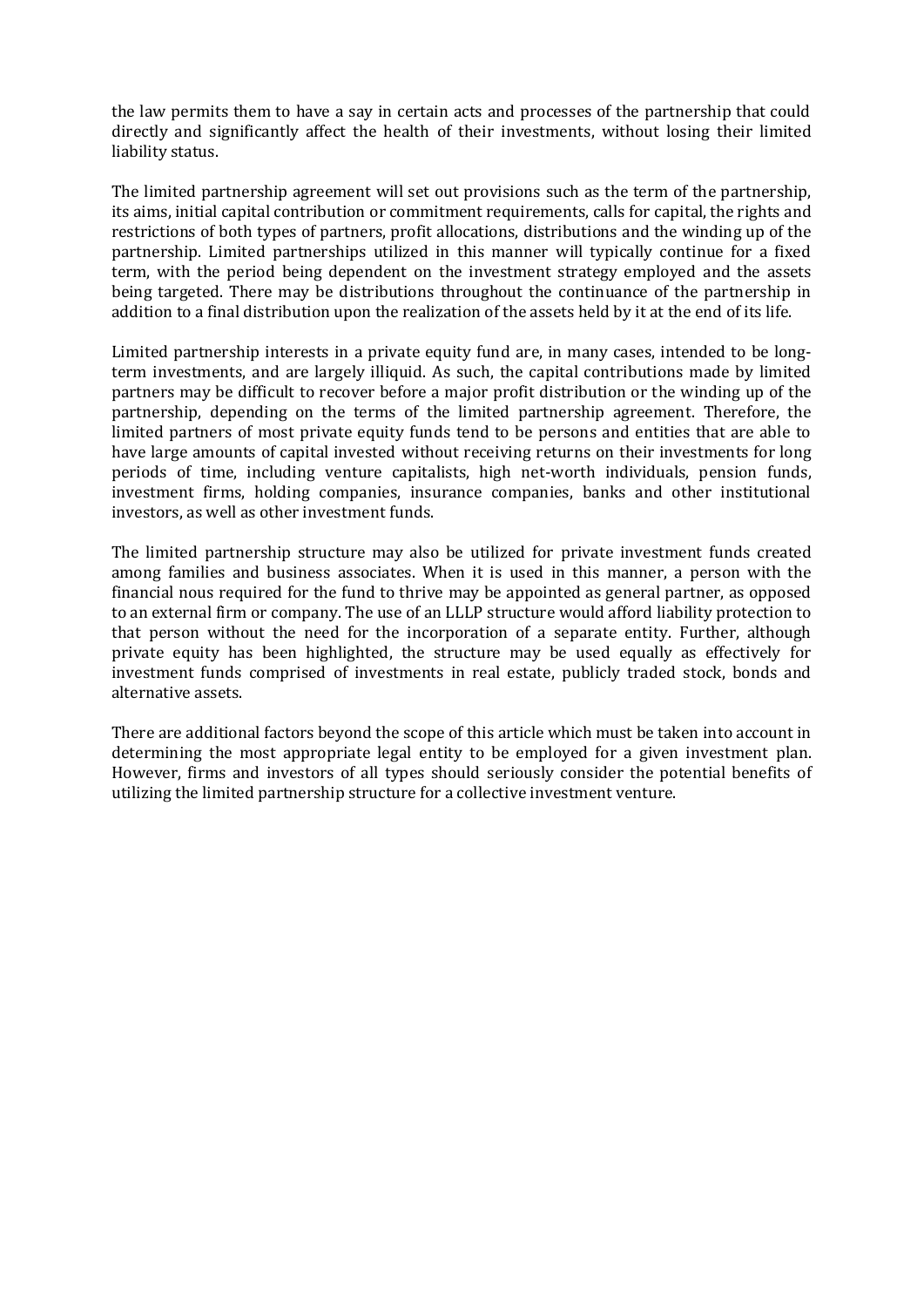the law permits them to have a say in certain acts and processes of the partnership that could directly and significantly affect the health of their investments, without losing their limited liability status.

The limited partnership agreement will set out provisions such as the term of the partnership, its aims, initial capital contribution or commitment requirements, calls for capital, the rights and restrictions of both types of partners, profit allocations, distributions and the winding up of the partnership. Limited partnerships utilized in this manner will typically continue for a fixed term, with the period being dependent on the investment strategy employed and the assets being targeted. There may be distributions throughout the continuance of the partnership in addition to a final distribution upon the realization of the assets held by it at the end of its life.

Limited partnership interests in a private equity fund are, in many cases, intended to be long-term investments, and are largely illiquid. As such, the capital contributions made by limited partners may be difficult to recover before a major profit distribution or the winding up of the partnership, depending on the terms of the limited partnership agreement. Therefore, the limited partners of most private equity funds tend to be persons and entities that are able to have large amounts of capital invested without receiving returns on their investments for long periods of time, including venture capitalists, high net-worth individuals, pension funds, investment firms, holding companies, insurance companies, banks and other institutional investors, as well as other investment funds.

The limited partnership structure may also be utilized for private investment funds created among families and business associates. When it is used in this manner, a person with the financial nous required for the fund to thrive may be appointed as general partner, as opposed to an external firm or company. The use of an LLLP structure would afford liability protection to that person without the need for the incorporation of a separate entity. Further, although private equity has been highlighted, the structure may be used equally as effectively for investment funds comprised of investments in real estate, publicly traded stock, bonds and alternative assets.

There are additional factors beyond the scope of this article which must be taken into account in determining the most appropriate legal entity to be employed for a given investment plan. However, firms and investors of all types should seriously consider the potential benefits of utilizing the limited partnership structure for a collective investment venture.